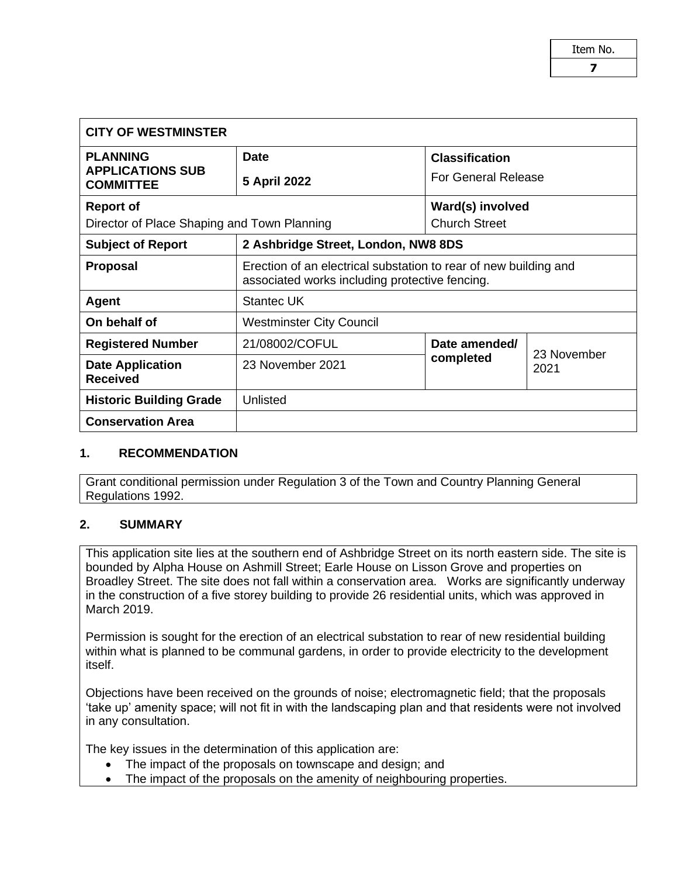| Item No. |
| --- |
| **7** |

| **CITY OF WESTMINSTER** | | | |
| --- | --- | --- | --- |
| **PLANNING APPLICATIONS SUB COMMITTEE** | **Date**<br>**5 April 2022** | **Classification**<br>For General Release | |
| **Report of**<br>Director of Place Shaping and Town Planning | | **Ward(s) involved**<br>Church Street | |
| **Subject of Report** | **2 Ashbridge Street, London, NW8 8DS** | | |
| **Proposal** | Erection of an electrical substation to rear of new building and associated works including protective fencing. | | |
| **Agent** | Stantec UK | | |
| **On behalf of** | Westminster City Council | | |
| **Registered Number** | 21/08002/COFUL | **Date amended/ completed** | 23 November 2021 |
| **Date Application Received** | 23 November 2021 | | |
| **Historic Building Grade** | Unlisted | | |
| **Conservation Area** | | | |

## 1. RECOMMENDATION

Grant conditional permission under Regulation 3 of the Town and Country Planning General Regulations 1992.

## 2. SUMMARY

This application site lies at the southern end of Ashbridge Street on its north eastern side. The site is bounded by Alpha House on Ashmill Street; Earle House on Lisson Grove and properties on Broadley Street. The site does not fall within a conservation area. Works are significantly underway in the construction of a five storey building to provide 26 residential units, which was approved in March 2019.

Permission is sought for the erection of an electrical substation to rear of new residential building within what is planned to be communal gardens, in order to provide electricity to the development itself.

Objections have been received on the grounds of noise; electromagnetic field; that the proposals 'take up' amenity space; will not fit in with the landscaping plan and that residents were not involved in any consultation.

The key issues in the determination of this application are:

- The impact of the proposals on townscape and design; and
- The impact of the proposals on the amenity of neighbouring properties.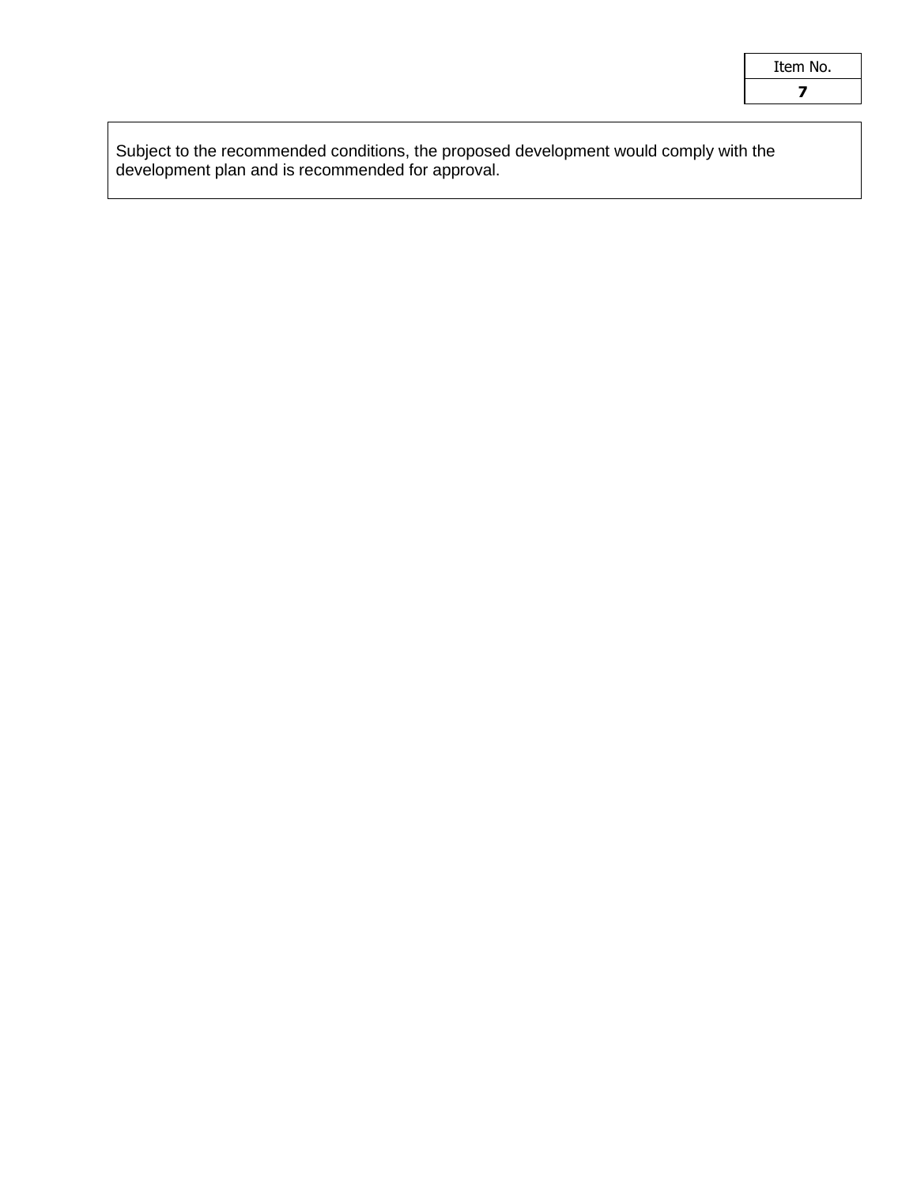| Item No. |
| --- |
| **7** |

Subject to the recommended conditions, the proposed development would comply with the development plan and is recommended for approval.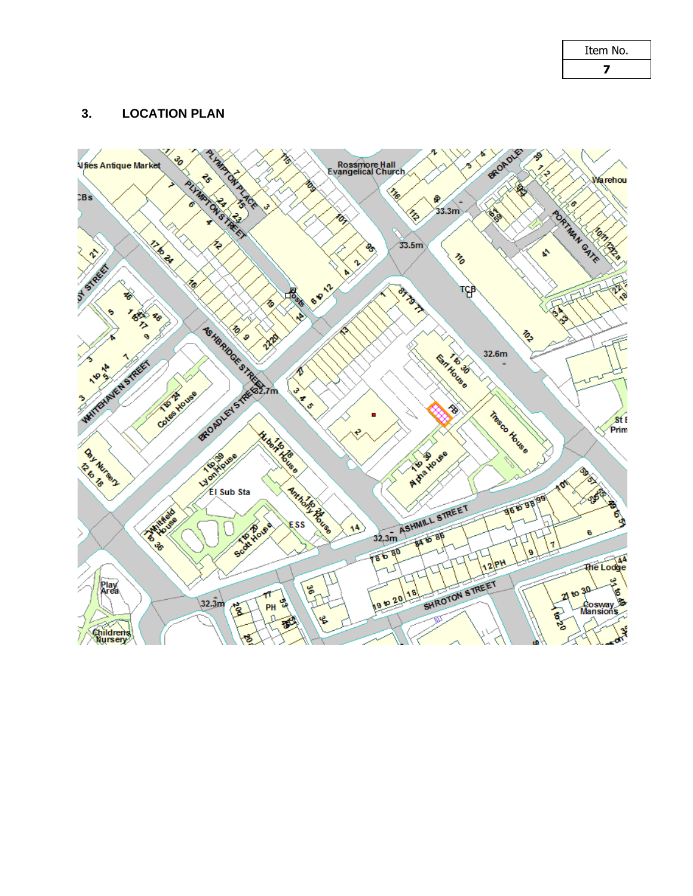| Item No. |
| --- |
| **7** |

## 3. LOCATION PLAN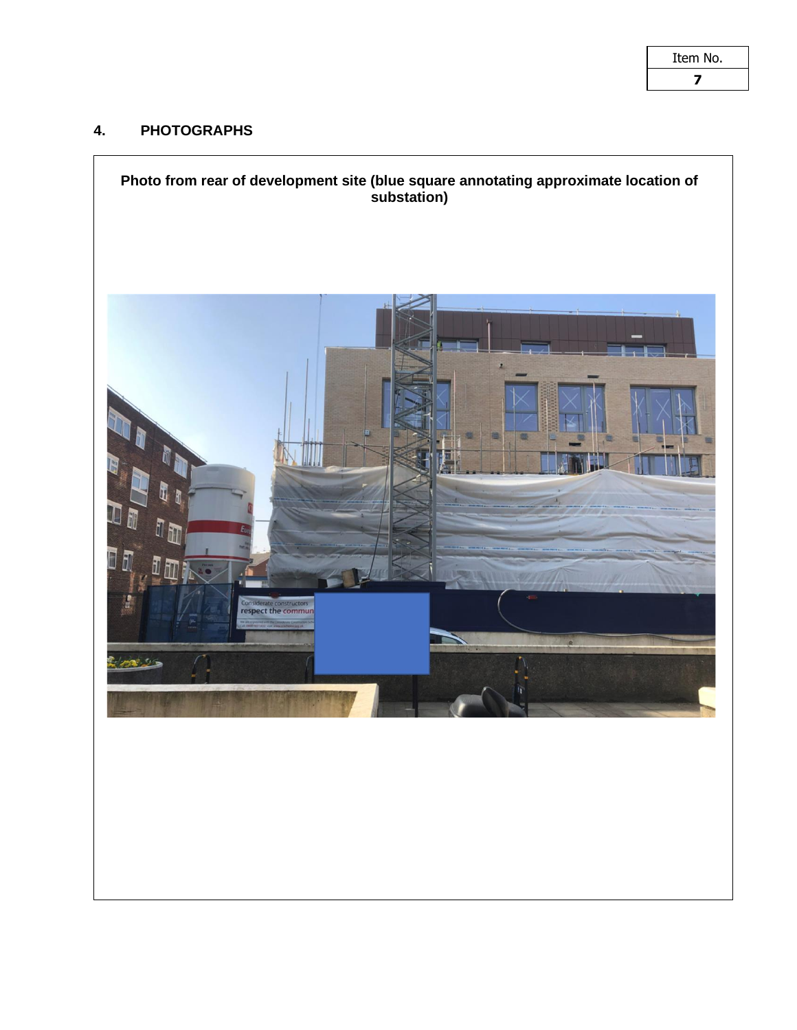| Item No. |
| --- |
| **7** |

## 4. PHOTOGRAPHS

**Photo from rear of development site (blue square annotating approximate location of substation)**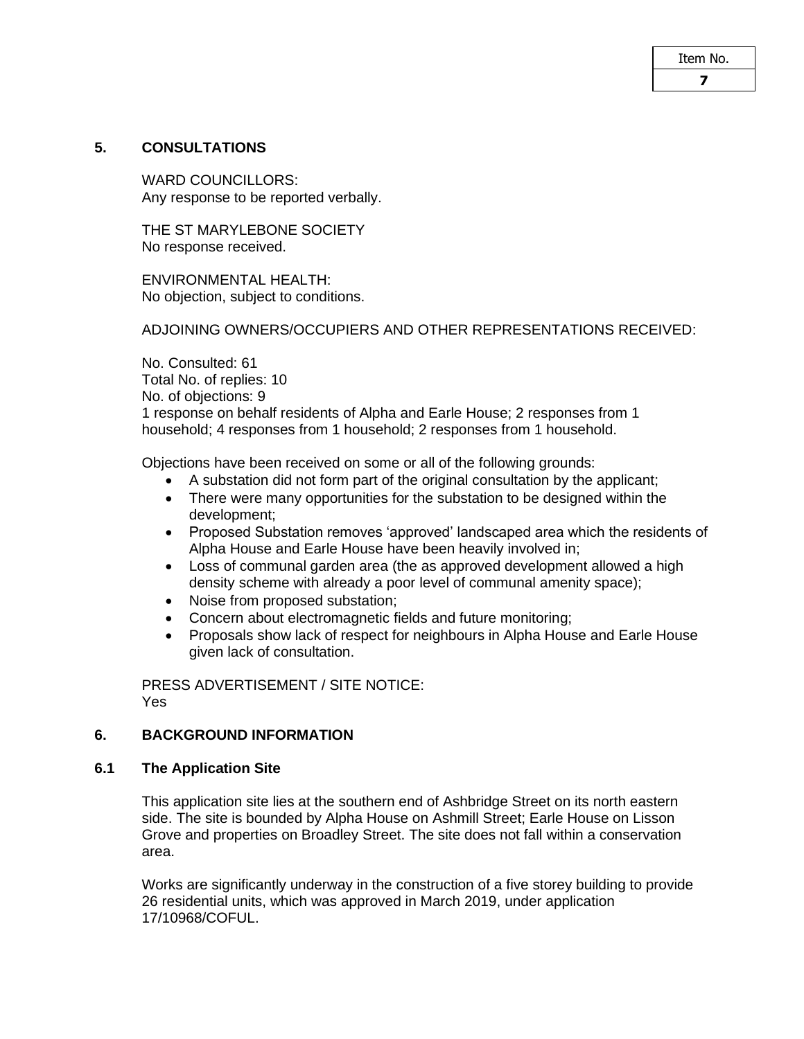## 5. CONSULTATIONS

WARD COUNCILLORS:
Any response to be reported verbally.

THE ST MARYLEBONE SOCIETY
No response received.

ENVIRONMENTAL HEALTH:
No objection, subject to conditions.

ADJOINING OWNERS/OCCUPIERS AND OTHER REPRESENTATIONS RECEIVED:

No. Consulted: 61
Total No. of replies: 10
No. of objections: 9
1 response on behalf residents of Alpha and Earle House; 2 responses from 1 household; 4 responses from 1 household; 2 responses from 1 household.

Objections have been received on some or all of the following grounds:

- A substation did not form part of the original consultation by the applicant;
- There were many opportunities for the substation to be designed within the development;
- Proposed Substation removes 'approved' landscaped area which the residents of Alpha House and Earle House have been heavily involved in;
- Loss of communal garden area (the as approved development allowed a high density scheme with already a poor level of communal amenity space);
- Noise from proposed substation;
- Concern about electromagnetic fields and future monitoring;
- Proposals show lack of respect for neighbours in Alpha House and Earle House given lack of consultation.

PRESS ADVERTISEMENT / SITE NOTICE:
Yes

## 6. BACKGROUND INFORMATION

### 6.1 The Application Site

This application site lies at the southern end of Ashbridge Street on its north eastern side. The site is bounded by Alpha House on Ashmill Street; Earle House on Lisson Grove and properties on Broadley Street. The site does not fall within a conservation area.

Works are significantly underway in the construction of a five storey building to provide 26 residential units, which was approved in March 2019, under application 17/10968/COFUL.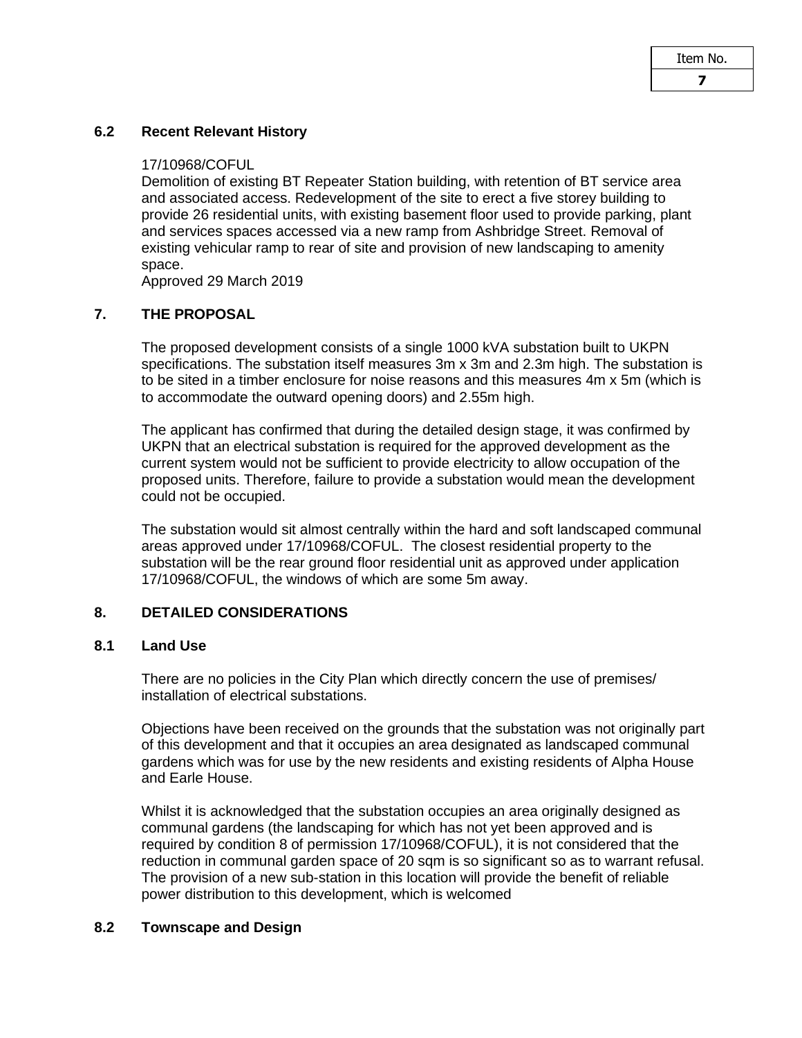### 6.2 Recent Relevant History

17/10968/COFUL
Demolition of existing BT Repeater Station building, with retention of BT service area and associated access. Redevelopment of the site to erect a five storey building to provide 26 residential units, with existing basement floor used to provide parking, plant and services spaces accessed via a new ramp from Ashbridge Street. Removal of existing vehicular ramp to rear of site and provision of new landscaping to amenity space.
Approved 29 March 2019

## 7. THE PROPOSAL

The proposed development consists of a single 1000 kVA substation built to UKPN specifications. The substation itself measures 3m x 3m and 2.3m high. The substation is to be sited in a timber enclosure for noise reasons and this measures 4m x 5m (which is to accommodate the outward opening doors) and 2.55m high.

The applicant has confirmed that during the detailed design stage, it was confirmed by UKPN that an electrical substation is required for the approved development as the current system would not be sufficient to provide electricity to allow occupation of the proposed units. Therefore, failure to provide a substation would mean the development could not be occupied.

The substation would sit almost centrally within the hard and soft landscaped communal areas approved under 17/10968/COFUL. The closest residential property to the substation will be the rear ground floor residential unit as approved under application 17/10968/COFUL, the windows of which are some 5m away.

## 8. DETAILED CONSIDERATIONS

### 8.1 Land Use

There are no policies in the City Plan which directly concern the use of premises/ installation of electrical substations.

Objections have been received on the grounds that the substation was not originally part of this development and that it occupies an area designated as landscaped communal gardens which was for use by the new residents and existing residents of Alpha House and Earle House.

Whilst it is acknowledged that the substation occupies an area originally designed as communal gardens (the landscaping for which has not yet been approved and is required by condition 8 of permission 17/10968/COFUL), it is not considered that the reduction in communal garden space of 20 sqm is so significant so as to warrant refusal. The provision of a new sub-station in this location will provide the benefit of reliable power distribution to this development, which is welcomed

### 8.2 Townscape and Design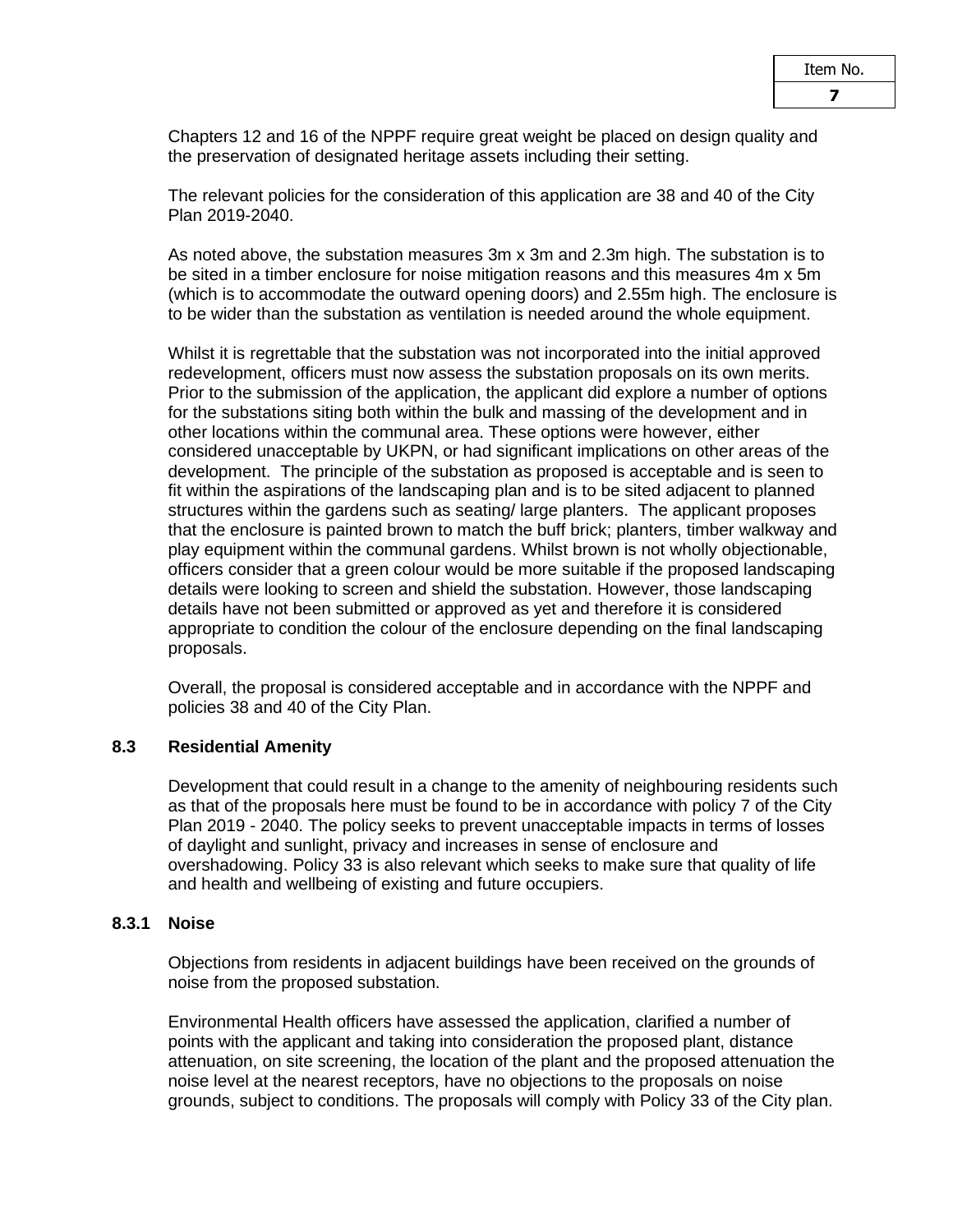Chapters 12 and 16 of the NPPF require great weight be placed on design quality and the preservation of designated heritage assets including their setting.

The relevant policies for the consideration of this application are 38 and 40 of the City Plan 2019-2040.

As noted above, the substation measures 3m x 3m and 2.3m high. The substation is to be sited in a timber enclosure for noise mitigation reasons and this measures 4m x 5m (which is to accommodate the outward opening doors) and 2.55m high. The enclosure is to be wider than the substation as ventilation is needed around the whole equipment.

Whilst it is regrettable that the substation was not incorporated into the initial approved redevelopment, officers must now assess the substation proposals on its own merits. Prior to the submission of the application, the applicant did explore a number of options for the substations siting both within the bulk and massing of the development and in other locations within the communal area. These options were however, either considered unacceptable by UKPN, or had significant implications on other areas of the development. The principle of the substation as proposed is acceptable and is seen to fit within the aspirations of the landscaping plan and is to be sited adjacent to planned structures within the gardens such as seating/ large planters. The applicant proposes that the enclosure is painted brown to match the buff brick; planters, timber walkway and play equipment within the communal gardens. Whilst brown is not wholly objectionable, officers consider that a green colour would be more suitable if the proposed landscaping details were looking to screen and shield the substation. However, those landscaping details have not been submitted or approved as yet and therefore it is considered appropriate to condition the colour of the enclosure depending on the final landscaping proposals.

Overall, the proposal is considered acceptable and in accordance with the NPPF and policies 38 and 40 of the City Plan.

### 8.3 Residential Amenity

Development that could result in a change to the amenity of neighbouring residents such as that of the proposals here must be found to be in accordance with policy 7 of the City Plan 2019 - 2040. The policy seeks to prevent unacceptable impacts in terms of losses of daylight and sunlight, privacy and increases in sense of enclosure and overshadowing. Policy 33 is also relevant which seeks to make sure that quality of life and health and wellbeing of existing and future occupiers.

#### 8.3.1 Noise

Objections from residents in adjacent buildings have been received on the grounds of noise from the proposed substation.

Environmental Health officers have assessed the application, clarified a number of points with the applicant and taking into consideration the proposed plant, distance attenuation, on site screening, the location of the plant and the proposed attenuation the noise level at the nearest receptors, have no objections to the proposals on noise grounds, subject to conditions. The proposals will comply with Policy 33 of the City plan.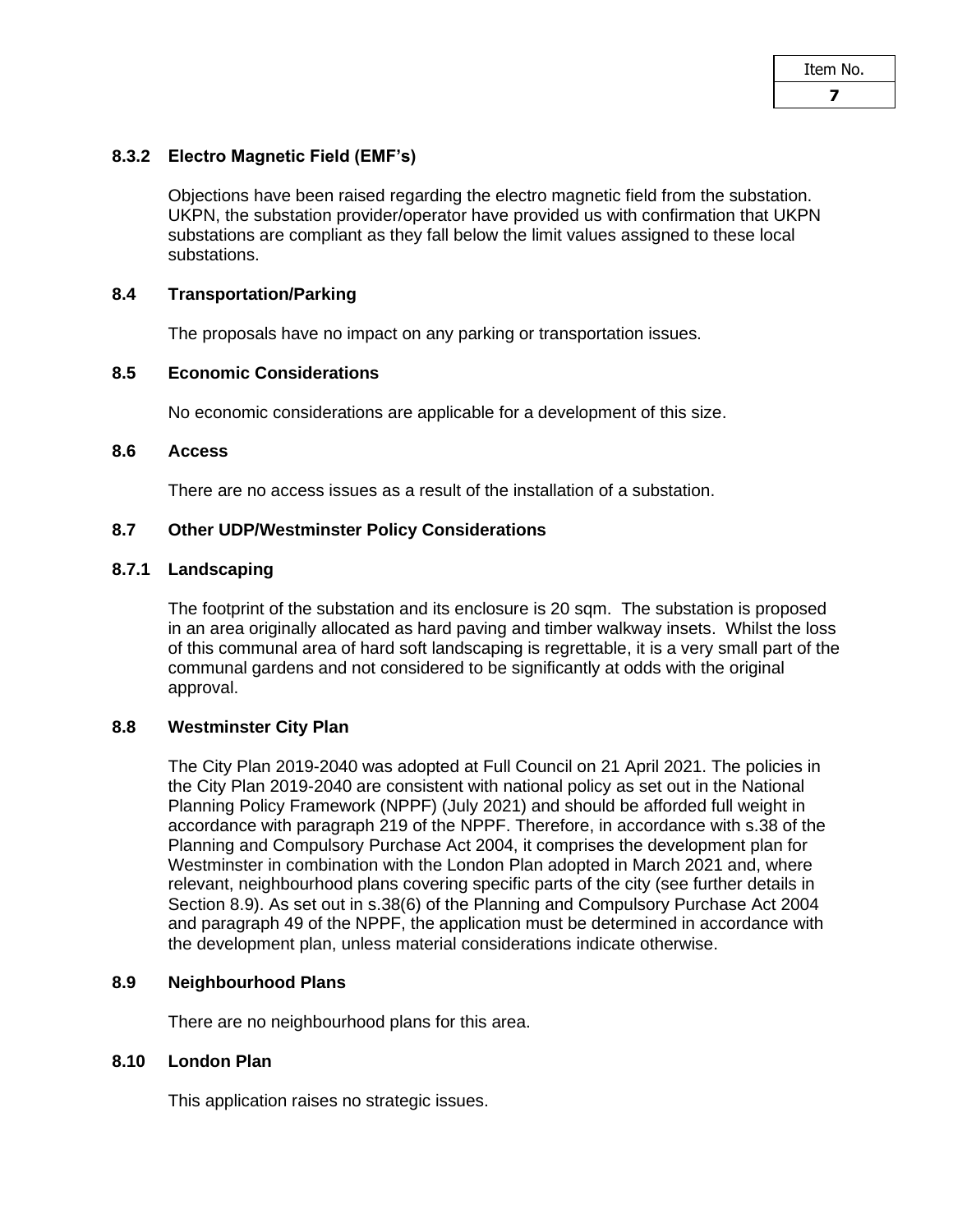#### 8.3.2 Electro Magnetic Field (EMF's)

Objections have been raised regarding the electro magnetic field from the substation. UKPN, the substation provider/operator have provided us with confirmation that UKPN substations are compliant as they fall below the limit values assigned to these local substations.

### 8.4 Transportation/Parking

The proposals have no impact on any parking or transportation issues.

### 8.5 Economic Considerations

No economic considerations are applicable for a development of this size.

### 8.6 Access

There are no access issues as a result of the installation of a substation.

### 8.7 Other UDP/Westminster Policy Considerations

#### 8.7.1 Landscaping

The footprint of the substation and its enclosure is 20 sqm. The substation is proposed in an area originally allocated as hard paving and timber walkway insets. Whilst the loss of this communal area of hard soft landscaping is regrettable, it is a very small part of the communal gardens and not considered to be significantly at odds with the original approval.

### 8.8 Westminster City Plan

The City Plan 2019-2040 was adopted at Full Council on 21 April 2021. The policies in the City Plan 2019-2040 are consistent with national policy as set out in the National Planning Policy Framework (NPPF) (July 2021) and should be afforded full weight in accordance with paragraph 219 of the NPPF. Therefore, in accordance with s.38 of the Planning and Compulsory Purchase Act 2004, it comprises the development plan for Westminster in combination with the London Plan adopted in March 2021 and, where relevant, neighbourhood plans covering specific parts of the city (see further details in Section 8.9). As set out in s.38(6) of the Planning and Compulsory Purchase Act 2004 and paragraph 49 of the NPPF, the application must be determined in accordance with the development plan, unless material considerations indicate otherwise.

### 8.9 Neighbourhood Plans

There are no neighbourhood plans for this area.

### 8.10 London Plan

This application raises no strategic issues.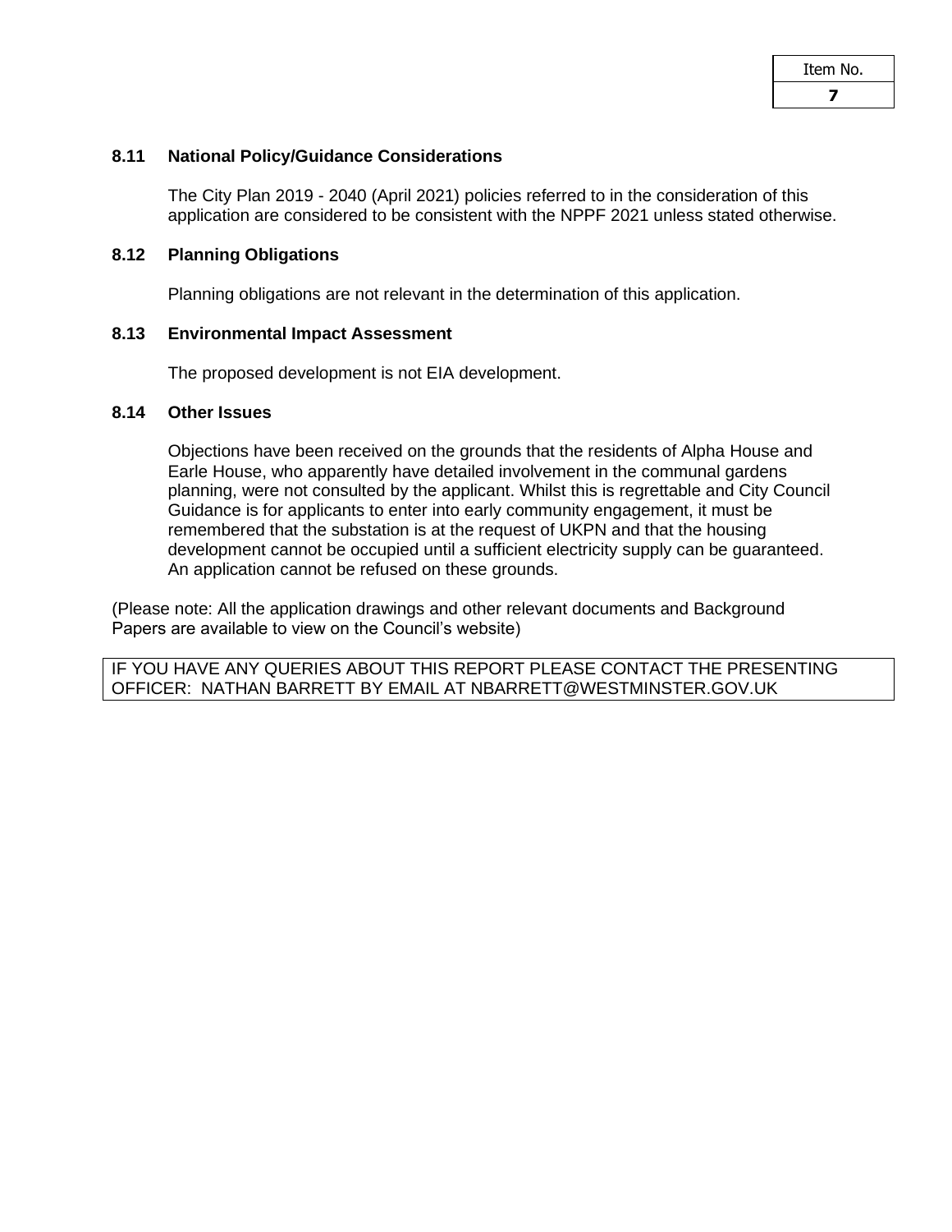### 8.11 National Policy/Guidance Considerations

The City Plan 2019 - 2040 (April 2021) policies referred to in the consideration of this application are considered to be consistent with the NPPF 2021 unless stated otherwise.

### 8.12 Planning Obligations

Planning obligations are not relevant in the determination of this application.

### 8.13 Environmental Impact Assessment

The proposed development is not EIA development.

### 8.14 Other Issues

Objections have been received on the grounds that the residents of Alpha House and Earle House, who apparently have detailed involvement in the communal gardens planning, were not consulted by the applicant. Whilst this is regrettable and City Council Guidance is for applicants to enter into early community engagement, it must be remembered that the substation is at the request of UKPN and that the housing development cannot be occupied until a sufficient electricity supply can be guaranteed. An application cannot be refused on these grounds.

(Please note: All the application drawings and other relevant documents and Background Papers are available to view on the Council's website)

IF YOU HAVE ANY QUERIES ABOUT THIS REPORT PLEASE CONTACT THE PRESENTING OFFICER: NATHAN BARRETT BY EMAIL AT NBARRETT@WESTMINSTER.GOV.UK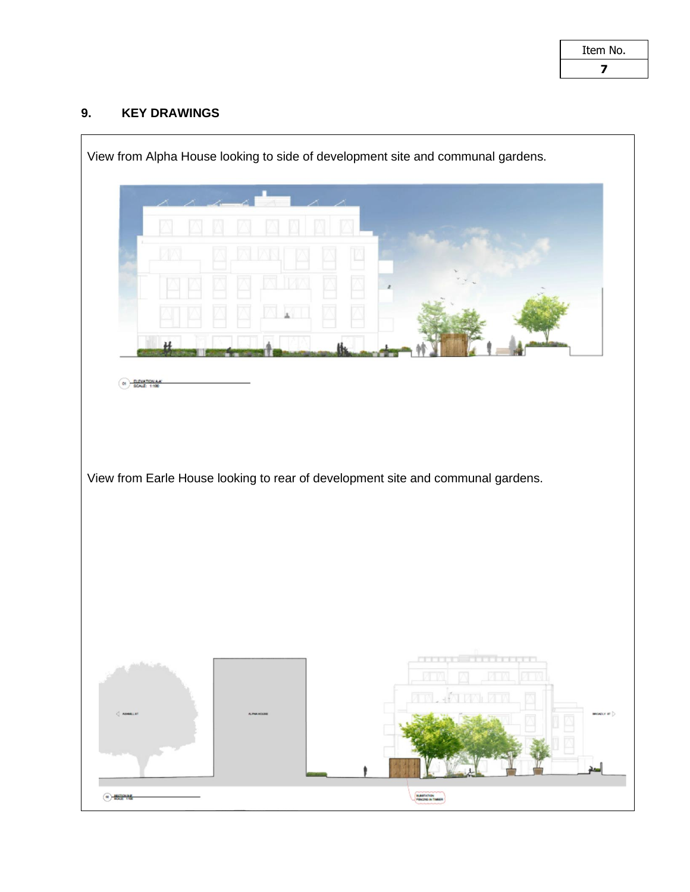## 9. KEY DRAWINGS

View from Alpha House looking to side of development site and communal gardens.

View from Earle House looking to rear of development site and communal gardens.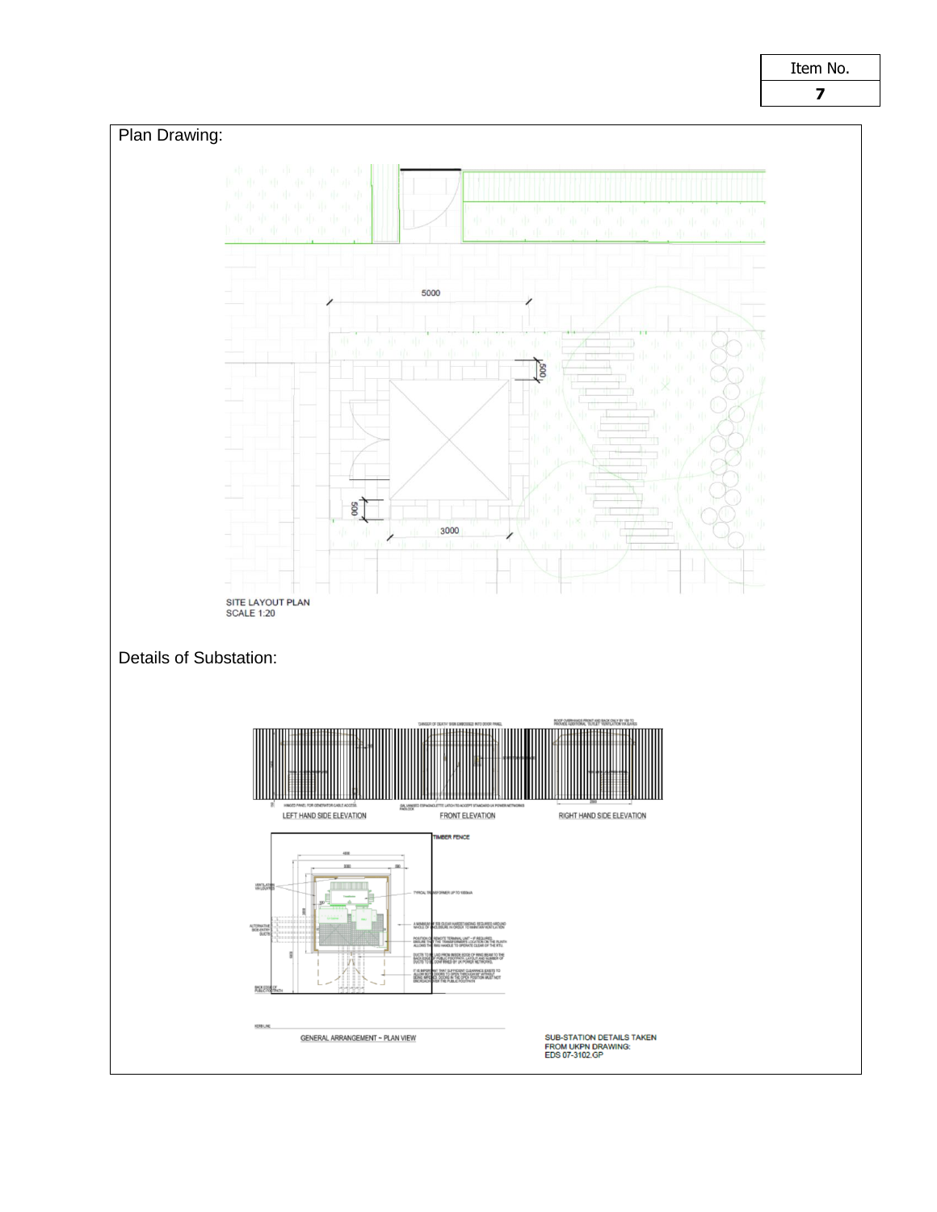| Item No. |
| --- |
| **7** |

Plan Drawing:

5000

500

500

3000

SITE LAYOUT PLAN
SCALE 1:20

Details of Substation:

LEFT HAND SIDE ELEVATION

FRONT ELEVATION

RIGHT HAND SIDE ELEVATION

TIMBER FENCE

GENERAL ARRANGEMENT – PLAN VIEW

SUB-STATION DETAILS TAKEN FROM UKPN DRAWING: EDS 07-3102.GP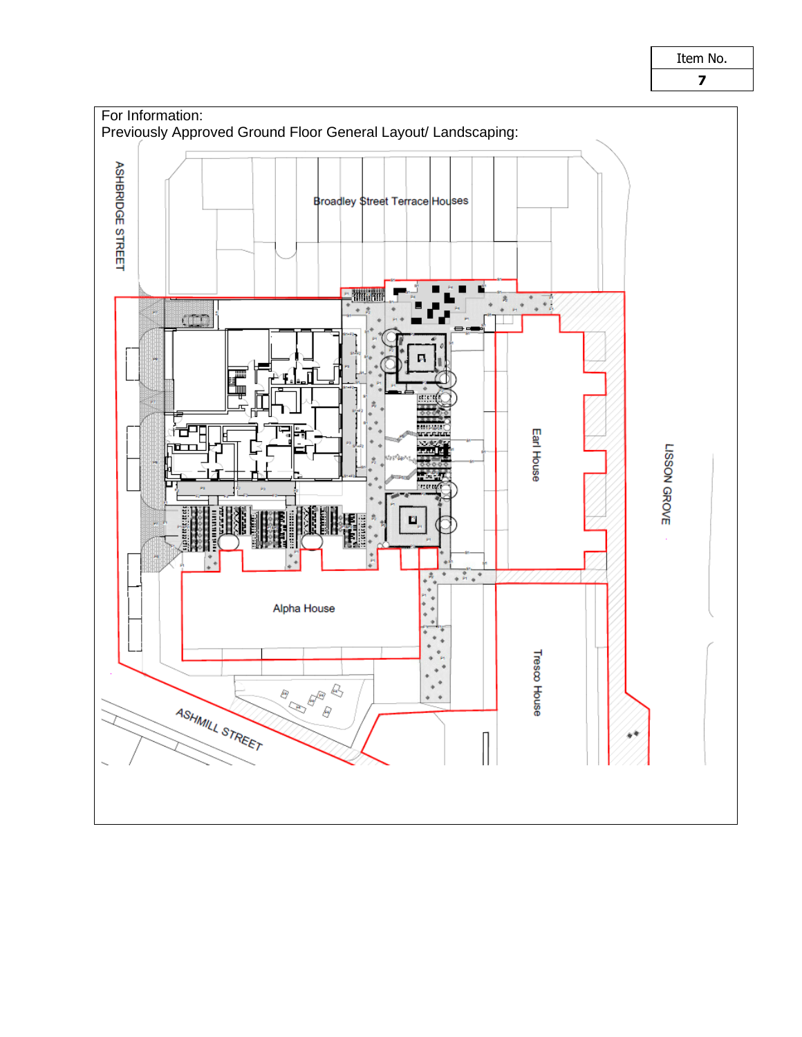| Item No. |
| --- |
| **7** |

For Information:
Previously Approved Ground Floor General Layout/ Landscaping:

ASHBRIDGE STREET

Broadley Street Terrace Houses

Earl House

LISSON GROVE

Alpha House

Tresco House

ASHMILL STREET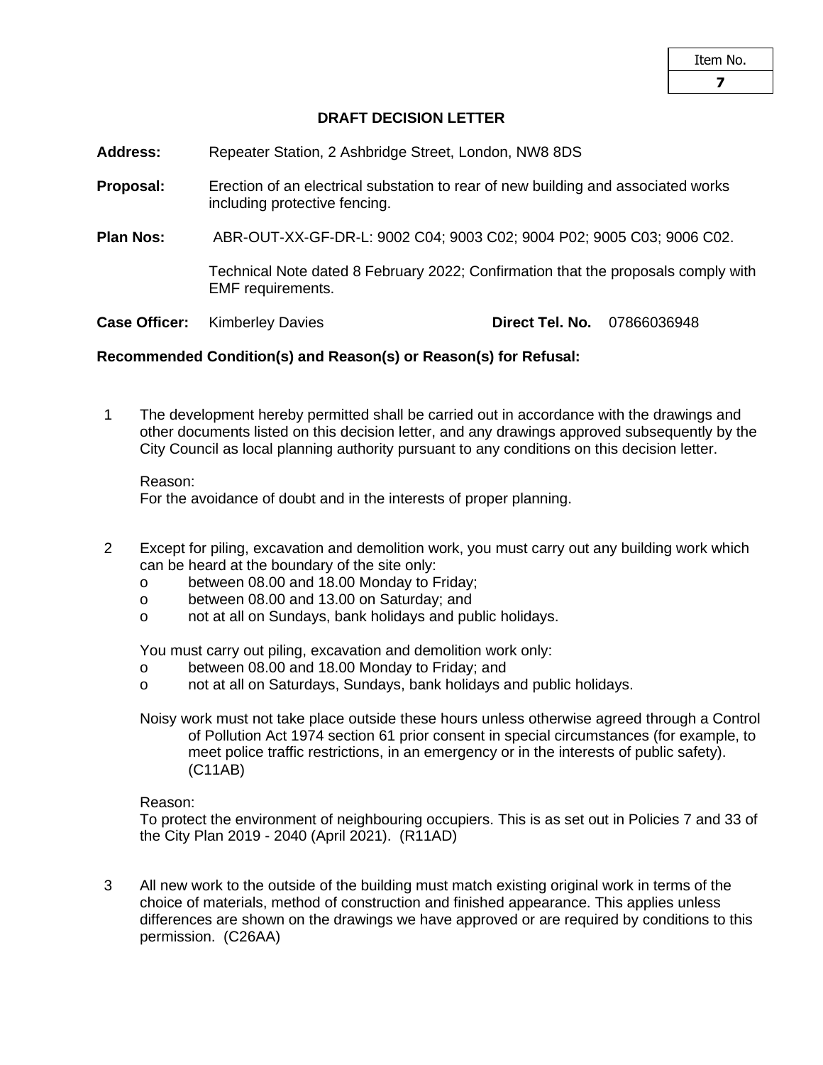| Item No. |
|---|
| **7** |

**DRAFT DECISION LETTER**

**Address:** Repeater Station, 2 Ashbridge Street, London, NW8 8DS

**Proposal:** Erection of an electrical substation to rear of new building and associated works including protective fencing.

**Plan Nos:** ABR-OUT-XX-GF-DR-L: 9002 C04; 9003 C02; 9004 P02; 9005 C03; 9006 C02.

Technical Note dated 8 February 2022; Confirmation that the proposals comply with EMF requirements.

**Case Officer:** Kimberley Davies **Direct Tel. No.** 07866036948

**Recommended Condition(s) and Reason(s) or Reason(s) for Refusal:**

1 The development hereby permitted shall be carried out in accordance with the drawings and other documents listed on this decision letter, and any drawings approved subsequently by the City Council as local planning authority pursuant to any conditions on this decision letter.

Reason:
For the avoidance of doubt and in the interests of proper planning.

2 Except for piling, excavation and demolition work, you must carry out any building work which can be heard at the boundary of the site only:
- o between 08.00 and 18.00 Monday to Friday;
- o between 08.00 and 13.00 on Saturday; and
- o not at all on Sundays, bank holidays and public holidays.

You must carry out piling, excavation and demolition work only:
- o between 08.00 and 18.00 Monday to Friday; and
- o not at all on Saturdays, Sundays, bank holidays and public holidays.

Noisy work must not take place outside these hours unless otherwise agreed through a Control of Pollution Act 1974 section 61 prior consent in special circumstances (for example, to meet police traffic restrictions, in an emergency or in the interests of public safety). (C11AB)

Reason:
To protect the environment of neighbouring occupiers. This is as set out in Policies 7 and 33 of the City Plan 2019 - 2040 (April 2021). (R11AD)

3 All new work to the outside of the building must match existing original work in terms of the choice of materials, method of construction and finished appearance. This applies unless differences are shown on the drawings we have approved or are required by conditions to this permission. (C26AA)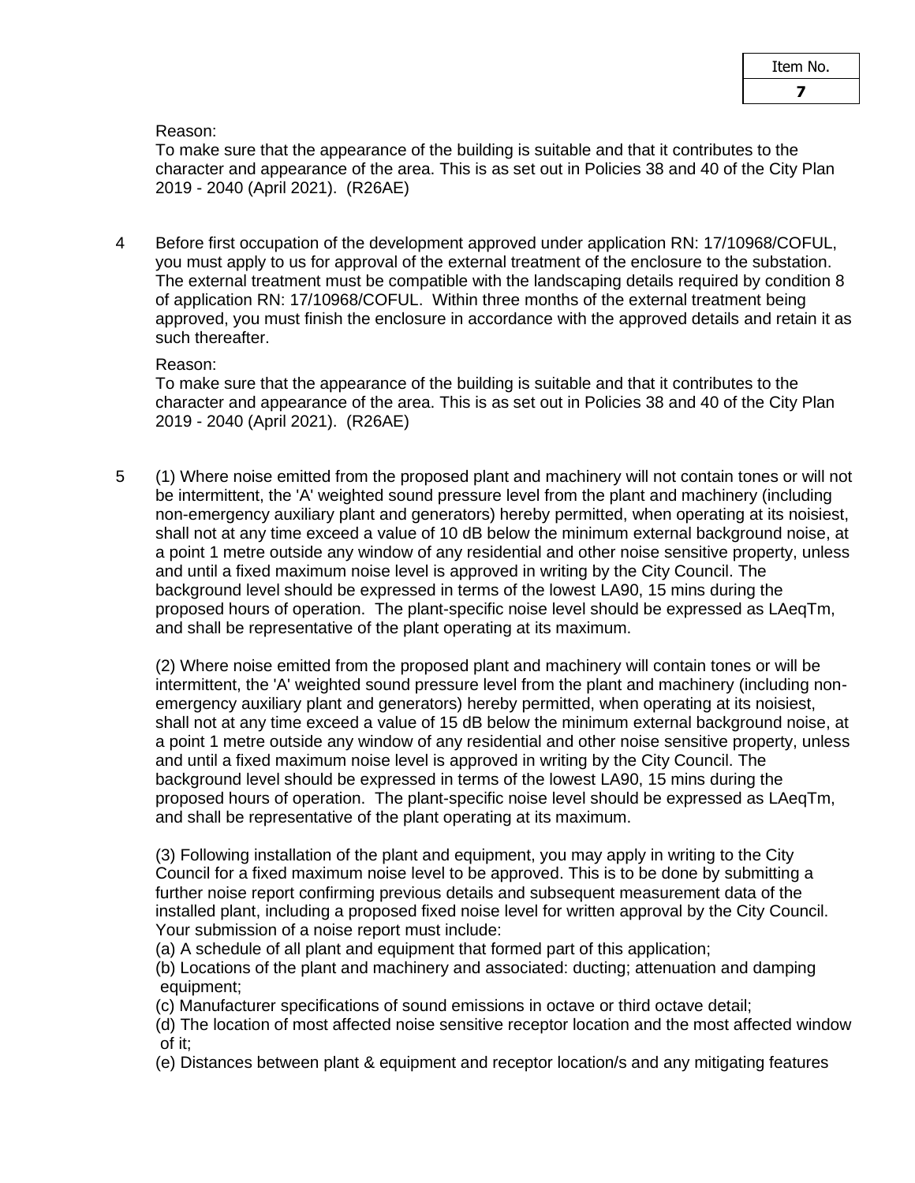Reason:
To make sure that the appearance of the building is suitable and that it contributes to the character and appearance of the area. This is as set out in Policies 38 and 40 of the City Plan 2019 - 2040 (April 2021). (R26AE)

4 Before first occupation of the development approved under application RN: 17/10968/COFUL, you must apply to us for approval of the external treatment of the enclosure to the substation. The external treatment must be compatible with the landscaping details required by condition 8 of application RN: 17/10968/COFUL. Within three months of the external treatment being approved, you must finish the enclosure in accordance with the approved details and retain it as such thereafter.

Reason:
To make sure that the appearance of the building is suitable and that it contributes to the character and appearance of the area. This is as set out in Policies 38 and 40 of the City Plan 2019 - 2040 (April 2021). (R26AE)

5 (1) Where noise emitted from the proposed plant and machinery will not contain tones or will not be intermittent, the 'A' weighted sound pressure level from the plant and machinery (including non-emergency auxiliary plant and generators) hereby permitted, when operating at its noisiest, shall not at any time exceed a value of 10 dB below the minimum external background noise, at a point 1 metre outside any window of any residential and other noise sensitive property, unless and until a fixed maximum noise level is approved in writing by the City Council. The background level should be expressed in terms of the lowest LA90, 15 mins during the proposed hours of operation. The plant-specific noise level should be expressed as LAeqTm, and shall be representative of the plant operating at its maximum.

(2) Where noise emitted from the proposed plant and machinery will contain tones or will be intermittent, the 'A' weighted sound pressure level from the plant and machinery (including non-emergency auxiliary plant and generators) hereby permitted, when operating at its noisiest, shall not at any time exceed a value of 15 dB below the minimum external background noise, at a point 1 metre outside any window of any residential and other noise sensitive property, unless and until a fixed maximum noise level is approved in writing by the City Council. The background level should be expressed in terms of the lowest LA90, 15 mins during the proposed hours of operation. The plant-specific noise level should be expressed as LAeqTm, and shall be representative of the plant operating at its maximum.

(3) Following installation of the plant and equipment, you may apply in writing to the City Council for a fixed maximum noise level to be approved. This is to be done by submitting a further noise report confirming previous details and subsequent measurement data of the installed plant, including a proposed fixed noise level for written approval by the City Council. Your submission of a noise report must include:

(a) A schedule of all plant and equipment that formed part of this application;

(b) Locations of the plant and machinery and associated: ducting; attenuation and damping equipment;

(c) Manufacturer specifications of sound emissions in octave or third octave detail;

(d) The location of most affected noise sensitive receptor location and the most affected window of it;

(e) Distances between plant & equipment and receptor location/s and any mitigating features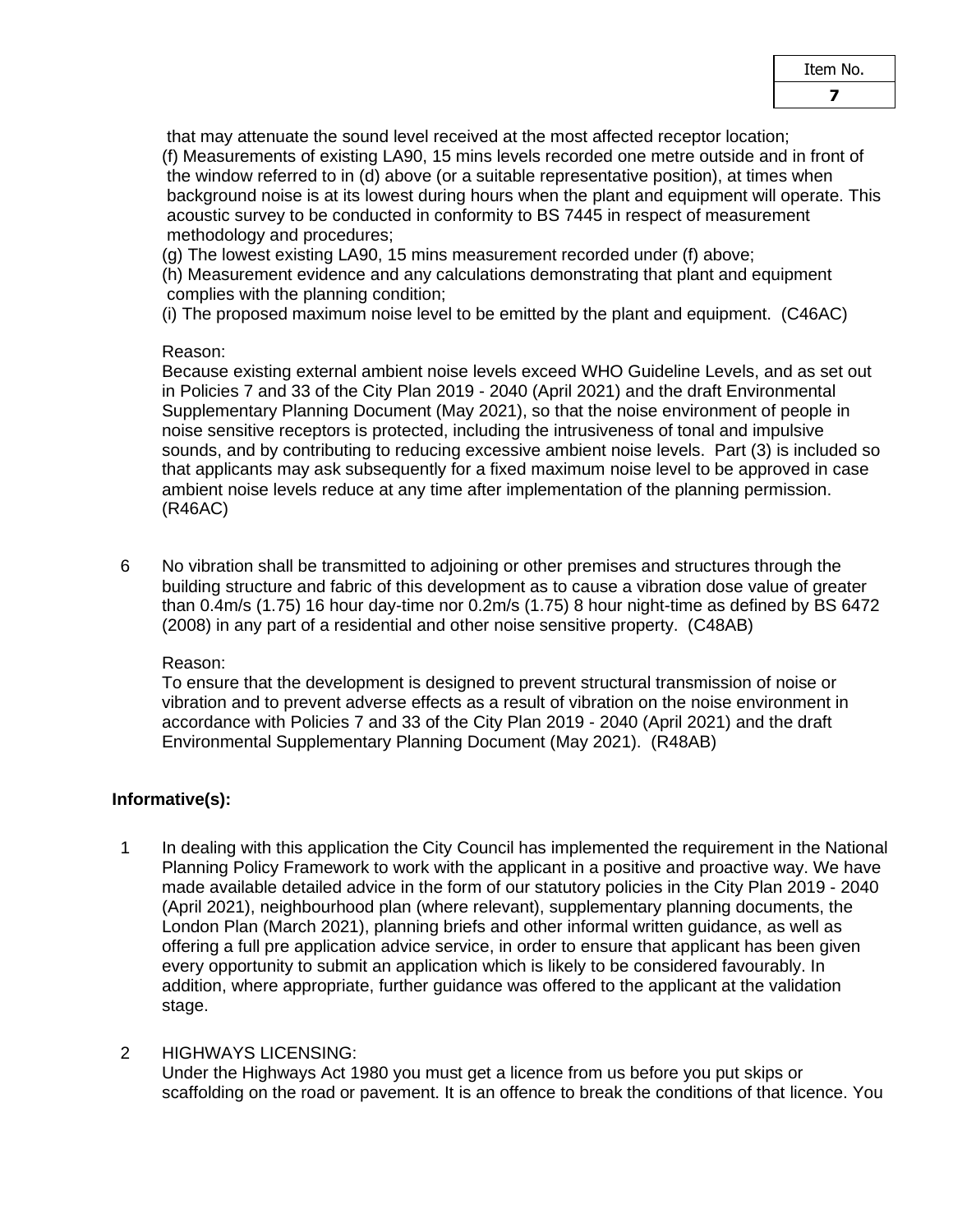that may attenuate the sound level received at the most affected receptor location;

(f) Measurements of existing LA90, 15 mins levels recorded one metre outside and in front of the window referred to in (d) above (or a suitable representative position), at times when background noise is at its lowest during hours when the plant and equipment will operate. This acoustic survey to be conducted in conformity to BS 7445 in respect of measurement methodology and procedures;

(g) The lowest existing LA90, 15 mins measurement recorded under (f) above;

(h) Measurement evidence and any calculations demonstrating that plant and equipment complies with the planning condition;

(i) The proposed maximum noise level to be emitted by the plant and equipment. (C46AC)

Reason:
Because existing external ambient noise levels exceed WHO Guideline Levels, and as set out in Policies 7 and 33 of the City Plan 2019 - 2040 (April 2021) and the draft Environmental Supplementary Planning Document (May 2021), so that the noise environment of people in noise sensitive receptors is protected, including the intrusiveness of tonal and impulsive sounds, and by contributing to reducing excessive ambient noise levels. Part (3) is included so that applicants may ask subsequently for a fixed maximum noise level to be approved in case ambient noise levels reduce at any time after implementation of the planning permission. (R46AC)

6 No vibration shall be transmitted to adjoining or other premises and structures through the building structure and fabric of this development as to cause a vibration dose value of greater than 0.4m/s (1.75) 16 hour day-time nor 0.2m/s (1.75) 8 hour night-time as defined by BS 6472 (2008) in any part of a residential and other noise sensitive property. (C48AB)

Reason:
To ensure that the development is designed to prevent structural transmission of noise or vibration and to prevent adverse effects as a result of vibration on the noise environment in accordance with Policies 7 and 33 of the City Plan 2019 - 2040 (April 2021) and the draft Environmental Supplementary Planning Document (May 2021). (R48AB)

**Informative(s):**

1 In dealing with this application the City Council has implemented the requirement in the National Planning Policy Framework to work with the applicant in a positive and proactive way. We have made available detailed advice in the form of our statutory policies in the City Plan 2019 - 2040 (April 2021), neighbourhood plan (where relevant), supplementary planning documents, the London Plan (March 2021), planning briefs and other informal written guidance, as well as offering a full pre application advice service, in order to ensure that applicant has been given every opportunity to submit an application which is likely to be considered favourably. In addition, where appropriate, further guidance was offered to the applicant at the validation stage.

2 HIGHWAYS LICENSING:
Under the Highways Act 1980 you must get a licence from us before you put skips or scaffolding on the road or pavement. It is an offence to break the conditions of that licence. You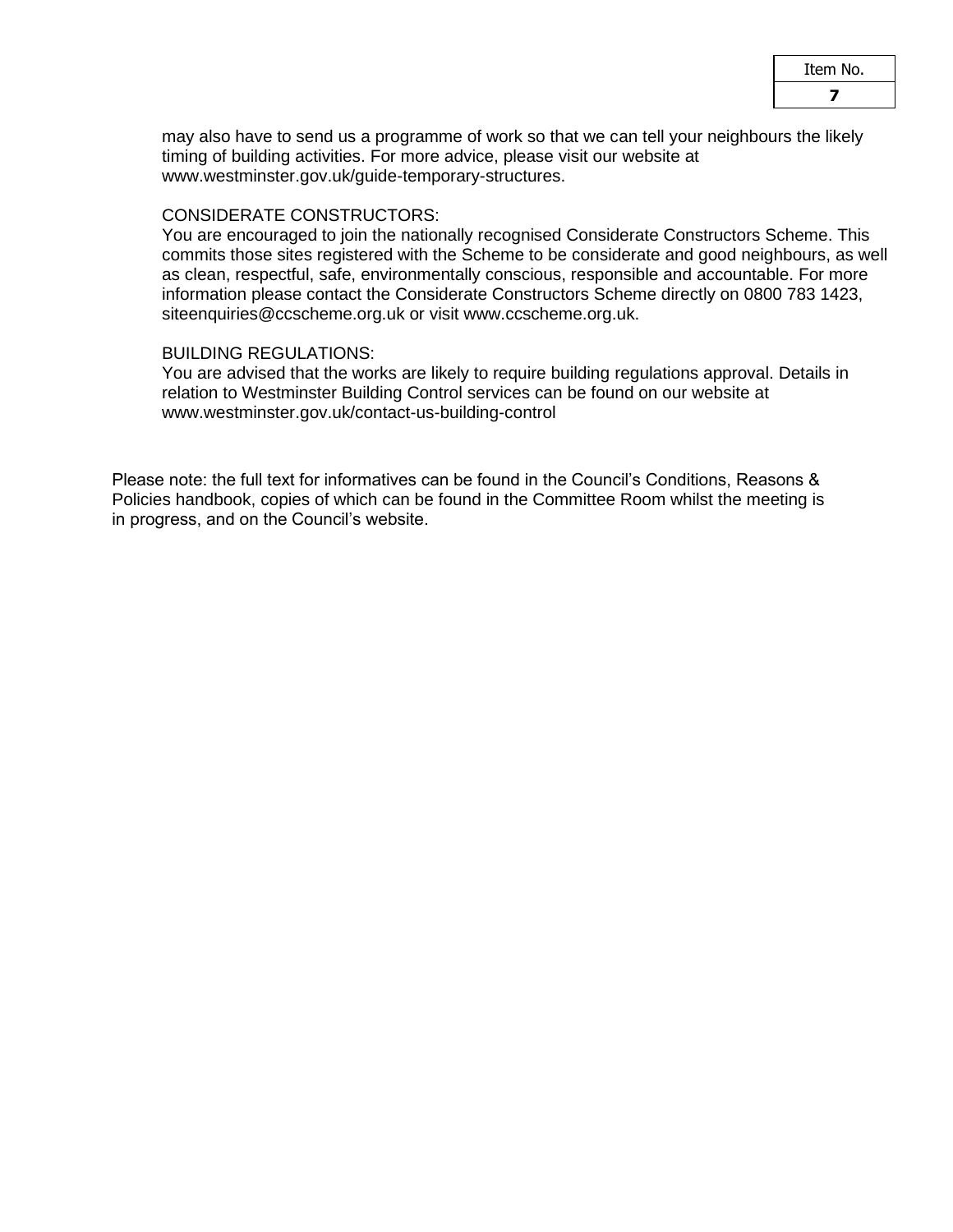may also have to send us a programme of work so that we can tell your neighbours the likely timing of building activities. For more advice, please visit our website at www.westminster.gov.uk/guide-temporary-structures.

CONSIDERATE CONSTRUCTORS:
You are encouraged to join the nationally recognised Considerate Constructors Scheme. This commits those sites registered with the Scheme to be considerate and good neighbours, as well as clean, respectful, safe, environmentally conscious, responsible and accountable. For more information please contact the Considerate Constructors Scheme directly on 0800 783 1423, siteenquiries@ccscheme.org.uk or visit www.ccscheme.org.uk.

BUILDING REGULATIONS:
You are advised that the works are likely to require building regulations approval. Details in relation to Westminster Building Control services can be found on our website at www.westminster.gov.uk/contact-us-building-control

Please note: the full text for informatives can be found in the Council's Conditions, Reasons & Policies handbook, copies of which can be found in the Committee Room whilst the meeting is in progress, and on the Council's website.